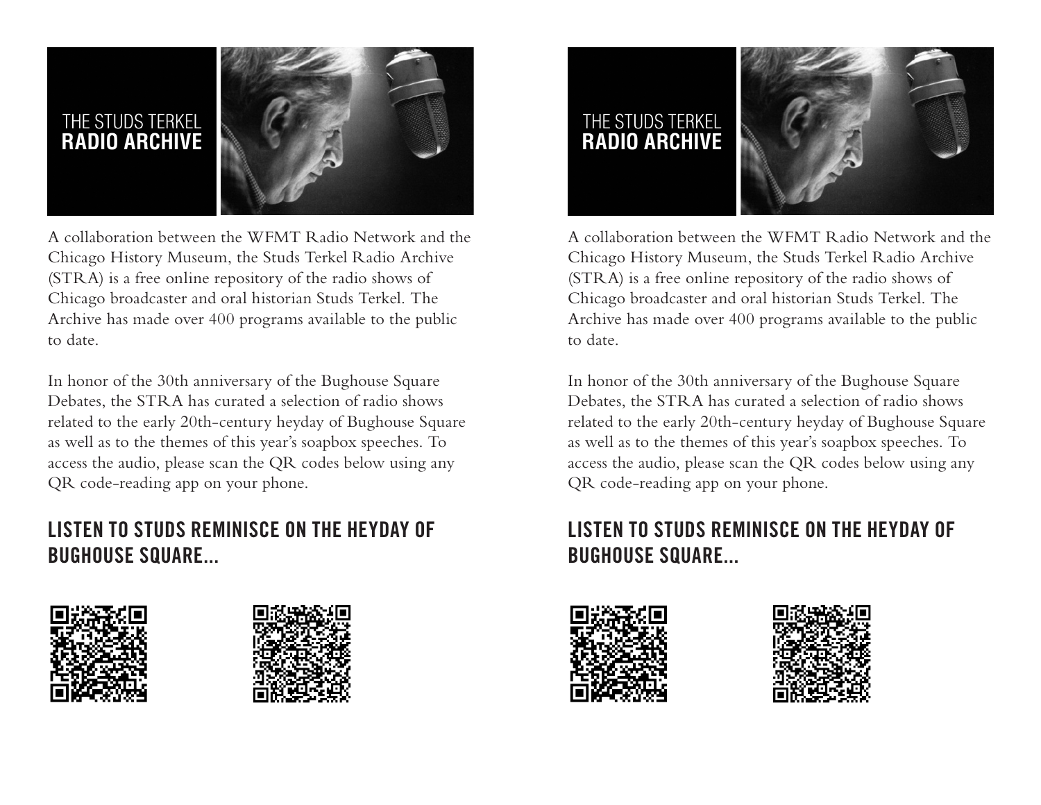THE STUDS TERKEL
**RADIO ARCHIVE**

A collaboration between the WFMT Radio Network and the Chicago History Museum, the Studs Terkel Radio Archive (STRA) is a free online repository of the radio shows of Chicago broadcaster and oral historian Studs Terkel. The Archive has made over 400 programs available to the public to date.

In honor of the 30th anniversary of the Bughouse Square Debates, the STRA has curated a selection of radio shows related to the early 20th-century heyday of Bughouse Square as well as to the themes of this year's soapbox speeches. To access the audio, please scan the QR codes below using any QR code-reading app on your phone.

## LISTEN TO STUDS REMINISCE ON THE HEYDAY OF BUGHOUSE SQUARE...

THE STUDS TERKEL
**RADIO ARCHIVE**

A collaboration between the WFMT Radio Network and the Chicago History Museum, the Studs Terkel Radio Archive (STRA) is a free online repository of the radio shows of Chicago broadcaster and oral historian Studs Terkel. The Archive has made over 400 programs available to the public to date.

In honor of the 30th anniversary of the Bughouse Square Debates, the STRA has curated a selection of radio shows related to the early 20th-century heyday of Bughouse Square as well as to the themes of this year's soapbox speeches. To access the audio, please scan the QR codes below using any QR code-reading app on your phone.

## LISTEN TO STUDS REMINISCE ON THE HEYDAY OF BUGHOUSE SQUARE...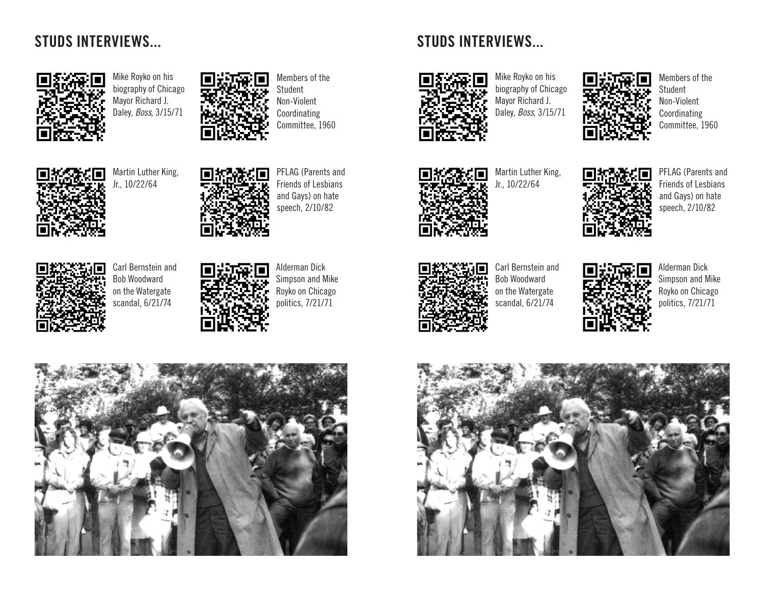## STUDS INTERVIEWS...

Mike Royko on his biography of Chicago Mayor Richard J. Daley, *Boss*, 3/15/71

Members of the Student Non-Violent Coordinating Committee, 1960

Martin Luther King, Jr., 10/22/64

PFLAG (Parents and Friends of Lesbians and Gays) on hate speech, 2/10/82

Carl Bernstein and Bob Woodward on the Watergate scandal, 6/21/74

Alderman Dick Simpson and Mike Royko on Chicago politics, 7/21/71

## STUDS INTERVIEWS...

Mike Royko on his biography of Chicago Mayor Richard J. Daley, *Boss*, 3/15/71

Members of the Student Non-Violent Coordinating Committee, 1960

Martin Luther King, Jr., 10/22/64

PFLAG (Parents and Friends of Lesbians and Gays) on hate speech, 2/10/82

Carl Bernstein and Bob Woodward on the Watergate scandal, 6/21/74

Alderman Dick Simpson and Mike Royko on Chicago politics, 7/21/71